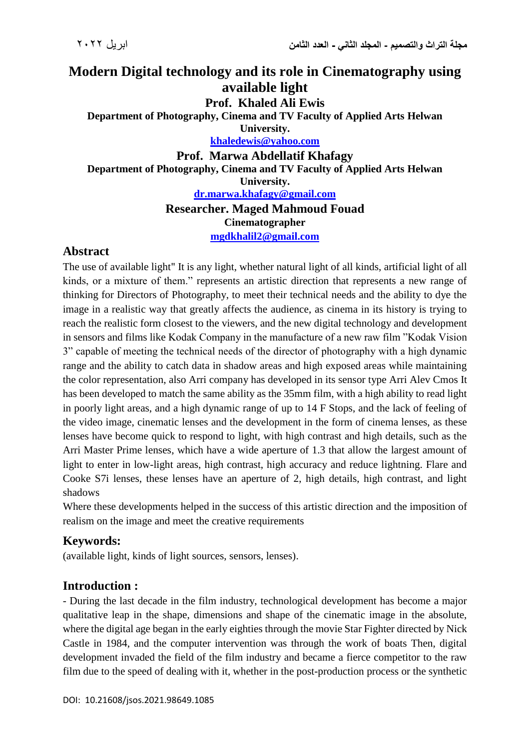# Modern Digital technology and its role in Cinematography using available light

**Prof. Khaled Ali Ewis**

**Department of Photography, Cinema and TV Faculty of Applied Arts Helwan University.**

**khaledewis@yahoo.com**

**Prof. Marwa Abdellatif Khafagy**

**Department of Photography, Cinema and TV Faculty of Applied Arts Helwan University.**

**dr.marwa.khafagy@gmail.com**

**Researcher. Maged Mahmoud Fouad**

**Cinematographer**

**mgdkhalil2@gmail.com**

## Abstract

The use of available light" It is any light, whether natural light of all kinds, artificial light of all kinds, or a mixture of them." represents an artistic direction that represents a new range of thinking for Directors of Photography, to meet their technical needs and the ability to dye the image in a realistic way that greatly affects the audience, as cinema in its history is trying to reach the realistic form closest to the viewers, and the new digital technology and development in sensors and films like Kodak Company in the manufacture of a new raw film "Kodak Vision 3" capable of meeting the technical needs of the director of photography with a high dynamic range and the ability to catch data in shadow areas and high exposed areas while maintaining the color representation, also Arri company has developed in its sensor type Arri Alev Cmos It has been developed to match the same ability as the 35mm film, with a high ability to read light in poorly light areas, and a high dynamic range of up to 14 F Stops, and the lack of feeling of the video image, cinematic lenses and the development in the form of cinema lenses, as these lenses have become quick to respond to light, with high contrast and high details, such as the Arri Master Prime lenses, which have a wide aperture of 1.3 that allow the largest amount of light to enter in low-light areas, high contrast, high accuracy and reduce lightning. Flare and Cooke S7i lenses, these lenses have an aperture of 2, high details, high contrast, and light shadows

Where these developments helped in the success of this artistic direction and the imposition of realism on the image and meet the creative requirements

## Keywords:

(available light, kinds of light sources, sensors, lenses).

## Introduction :

- During the last decade in the film industry, technological development has become a major qualitative leap in the shape, dimensions and shape of the cinematic image in the absolute, where the digital age began in the early eighties through the movie Star Fighter directed by Nick Castle in 1984, and the computer intervention was through the work of boats Then, digital development invaded the field of the film industry and became a fierce competitor to the raw film due to the speed of dealing with it, whether in the post-production process or the synthetic

DOI: 10.21608/jsos.2021.98649.1085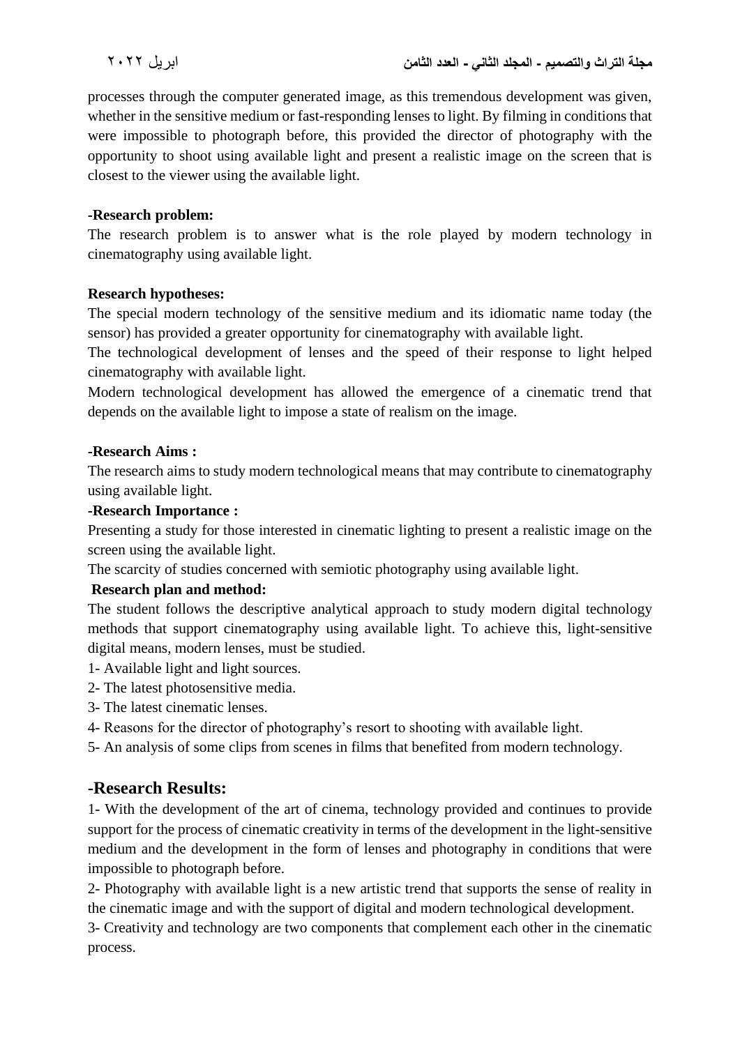processes through the computer generated image, as this tremendous development was given, whether in the sensitive medium or fast-responding lenses to light. By filming in conditions that were impossible to photograph before, this provided the director of photography with the opportunity to shoot using available light and present a realistic image on the screen that is closest to the viewer using the available light.

**-Research problem:**

The research problem is to answer what is the role played by modern technology in cinematography using available light.

**Research hypotheses:**

The special modern technology of the sensitive medium and its idiomatic name today (the sensor) has provided a greater opportunity for cinematography with available light.

The technological development of lenses and the speed of their response to light helped cinematography with available light.

Modern technological development has allowed the emergence of a cinematic trend that depends on the available light to impose a state of realism on the image.

**-Research Aims :**

The research aims to study modern technological means that may contribute to cinematography using available light.

**-Research Importance :**

Presenting a study for those interested in cinematic lighting to present a realistic image on the screen using the available light.

The scarcity of studies concerned with semiotic photography using available light.

**Research plan and method:**

The student follows the descriptive analytical approach to study modern digital technology methods that support cinematography using available light. To achieve this, light-sensitive digital means, modern lenses, must be studied.

1- Available light and light sources.

2- The latest photosensitive media.

3- The latest cinematic lenses.

4- Reasons for the director of photography's resort to shooting with available light.

5- An analysis of some clips from scenes in films that benefited from modern technology.

## -Research Results:

1- With the development of the art of cinema, technology provided and continues to provide support for the process of cinematic creativity in terms of the development in the light-sensitive medium and the development in the form of lenses and photography in conditions that were impossible to photograph before.

2- Photography with available light is a new artistic trend that supports the sense of reality in the cinematic image and with the support of digital and modern technological development.

3- Creativity and technology are two components that complement each other in the cinematic process.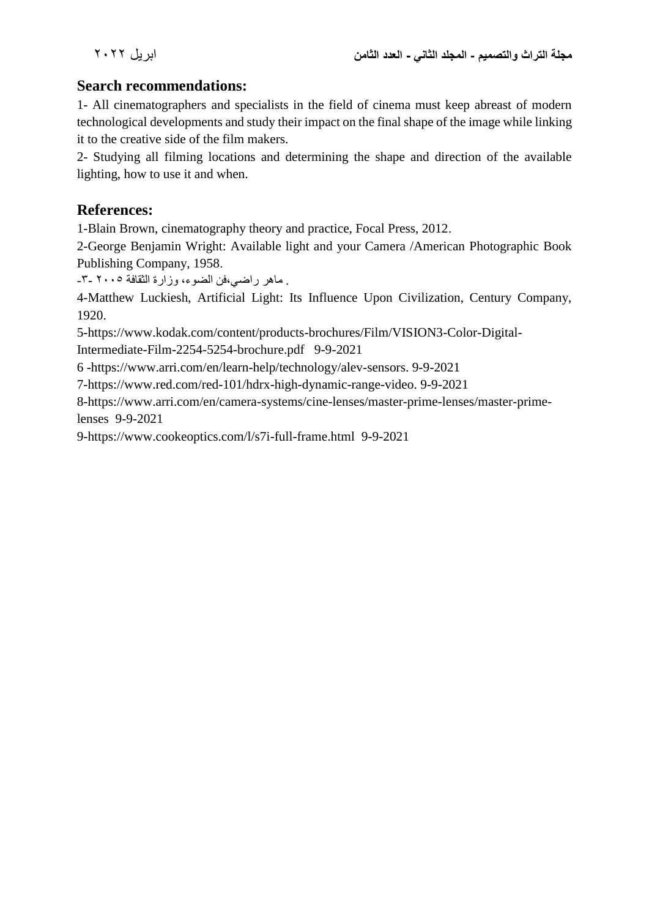## Search recommendations:

1- All cinematographers and specialists in the field of cinema must keep abreast of modern technological developments and study their impact on the final shape of the image while linking it to the creative side of the film makers.

2- Studying all filming locations and determining the shape and direction of the available lighting, how to use it and when.

## References:

1-Blain Brown, cinematography theory and practice, Focal Press, 2012.

2-George Benjamin Wright: Available light and your Camera /American Photographic Book Publishing Company, 1958.

-٣- ماهر راضي،فن الضوء، وزارة الثقافة ٢٠٠٥ .

4-Matthew Luckiesh, Artificial Light: Its Influence Upon Civilization, Century Company, 1920.

5-https://www.kodak.com/content/products-brochures/Film/VISION3-Color-Digital-Intermediate-Film-2254-5254-brochure.pdf 9-9-2021

6 -https://www.arri.com/en/learn-help/technology/alev-sensors. 9-9-2021

7-https://www.red.com/red-101/hdrx-high-dynamic-range-video. 9-9-2021

8-https://www.arri.com/en/camera-systems/cine-lenses/master-prime-lenses/master-prime-lenses 9-9-2021

9-https://www.cookeoptics.com/l/s7i-full-frame.html 9-9-2021